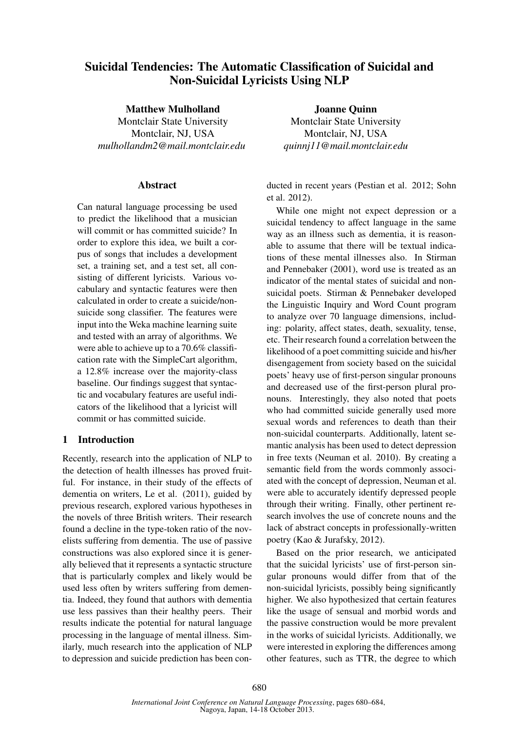# Suicidal Tendencies: The Automatic Classification of Suicidal and Non-Suicidal Lyricists Using NLP

**Matthew Mulholland**
Montclair State University
Montclair, NJ, USA
*mulhollandm2@mail.montclair.edu*

**Joanne Quinn**
Montclair State University
Montclair, NJ, USA
*quinnj11@mail.montclair.edu*

## Abstract

Can natural language processing be used to predict the likelihood that a musician will commit or has committed suicide? In order to explore this idea, we built a corpus of songs that includes a development set, a training set, and a test set, all consisting of different lyricists. Various vocabulary and syntactic features were then calculated in order to create a suicide/non-suicide song classifier. The features were input into the Weka machine learning suite and tested with an array of algorithms. We were able to achieve up to a 70.6% classification rate with the SimpleCart algorithm, a 12.8% increase over the majority-class baseline. Our findings suggest that syntactic and vocabulary features are useful indicators of the likelihood that a lyricist will commit or has committed suicide.

## 1 Introduction

Recently, research into the application of NLP to the detection of health illnesses has proved fruitful. For instance, in their study of the effects of dementia on writers, Le et al. (2011), guided by previous research, explored various hypotheses in the novels of three British writers. Their research found a decline in the type-token ratio of the novelists suffering from dementia. The use of passive constructions was also explored since it is generally believed that it represents a syntactic structure that is particularly complex and likely would be used less often by writers suffering from dementia. Indeed, they found that authors with dementia use less passives than their healthy peers. Their results indicate the potential for natural language processing in the language of mental illness. Similarly, much research into the application of NLP to depression and suicide prediction has been conducted in recent years (Pestian et al. 2012; Sohn et al. 2012).

While one might not expect depression or a suicidal tendency to affect language in the same way as an illness such as dementia, it is reasonable to assume that there will be textual indications of these mental illnesses also. In Stirman and Pennebaker (2001), word use is treated as an indicator of the mental states of suicidal and non-suicidal poets. Stirman & Pennebaker developed the Linguistic Inquiry and Word Count program to analyze over 70 language dimensions, including: polarity, affect states, death, sexuality, tense, etc. Their research found a correlation between the likelihood of a poet committing suicide and his/her disengagement from society based on the suicidal poets' heavy use of first-person singular pronouns and decreased use of the first-person plural pronouns. Interestingly, they also noted that poets who had committed suicide generally used more sexual words and references to death than their non-suicidal counterparts. Additionally, latent semantic analysis has been used to detect depression in free texts (Neuman et al. 2010). By creating a semantic field from the words commonly associated with the concept of depression, Neuman et al. were able to accurately identify depressed people through their writing. Finally, other pertinent research involves the use of concrete nouns and the lack of abstract concepts in professionally-written poetry (Kao & Jurafsky, 2012).

Based on the prior research, we anticipated that the suicidal lyricists' use of first-person singular pronouns would differ from that of the non-suicidal lyricists, possibly being significantly higher. We also hypothesized that certain features like the usage of sensual and morbid words and the passive construction would be more prevalent in the works of suicidal lyricists. Additionally, we were interested in exploring the differences among other features, such as TTR, the degree to which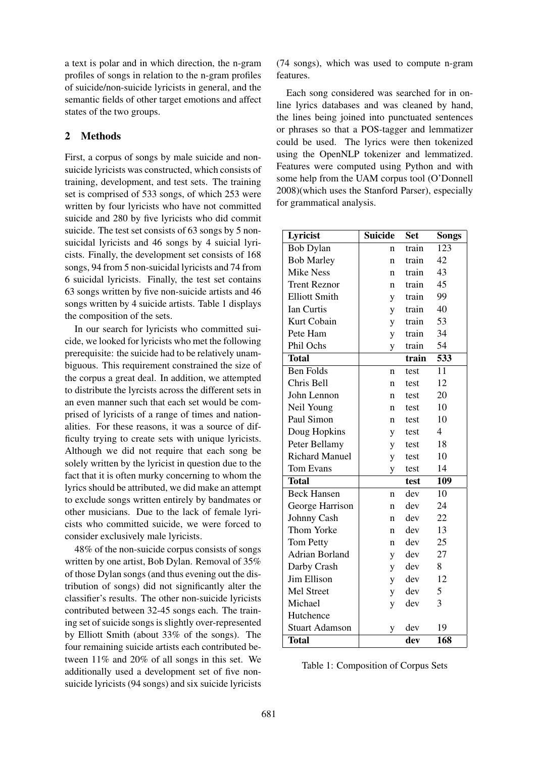a text is polar and in which direction, the n-gram profiles of songs in relation to the n-gram profiles of suicide/non-suicide lyricists in general, and the semantic fields of other target emotions and affect states of the two groups.

## 2 Methods

First, a corpus of songs by male suicide and non-suicide lyricists was constructed, which consists of training, development, and test sets. The training set is comprised of 533 songs, of which 253 were written by four lyricists who have not committed suicide and 280 by five lyricists who did commit suicide. The test set consists of 63 songs by 5 non-suicidal lyricists and 46 songs by 4 suicial lyricists. Finally, the development set consists of 168 songs, 94 from 5 non-suicidal lyricists and 74 from 6 suicidal lyricists. Finally, the test set contains 63 songs written by five non-suicide artists and 46 songs written by 4 suicide artists. Table 1 displays the composition of the sets.

In our search for lyricists who committed suicide, we looked for lyricists who met the following prerequisite: the suicide had to be relatively unambiguous. This requirement constrained the size of the corpus a great deal. In addition, we attempted to distribute the lyrcists across the different sets in an even manner such that each set would be comprised of lyricists of a range of times and nationalities. For these reasons, it was a source of difficulty trying to create sets with unique lyricists. Although we did not require that each song be solely written by the lyricist in question due to the fact that it is often murky concerning to whom the lyrics should be attributed, we did make an attempt to exclude songs written entirely by bandmates or other musicians. Due to the lack of female lyricists who committed suicide, we were forced to consider exclusively male lyricists.

48% of the non-suicide corpus consists of songs written by one artist, Bob Dylan. Removal of 35% of those Dylan songs (and thus evening out the distribution of songs) did not significantly alter the classifier's results. The other non-suicide lyricists contributed between 32-45 songs each. The training set of suicide songs is slightly over-represented by Elliott Smith (about 33% of the songs). The four remaining suicide artists each contributed between 11% and 20% of all songs in this set. We additionally used a development set of five non-suicide lyricists (94 songs) and six suicide lyricists (74 songs), which was used to compute n-gram features.

Each song considered was searched for in online lyrics databases and was cleaned by hand, the lines being joined into punctuated sentences or phrases so that a POS-tagger and lemmatizer could be used. The lyrics were then tokenized using the OpenNLP tokenizer and lemmatized. Features were computed using Python and with some help from the UAM corpus tool (O'Donnell 2008)(which uses the Stanford Parser), especially for grammatical analysis.

| Lyricist | Suicide | Set | Songs |
|---|---|---|---|
| Bob Dylan | n | train | 123 |
| Bob Marley | n | train | 42 |
| Mike Ness | n | train | 43 |
| Trent Reznor | n | train | 45 |
| Elliott Smith | y | train | 99 |
| Ian Curtis | y | train | 40 |
| Kurt Cobain | y | train | 53 |
| Pete Ham | y | train | 34 |
| Phil Ochs | y | train | 54 |
| **Total** | | **train** | **533** |
| Ben Folds | n | test | 11 |
| Chris Bell | n | test | 12 |
| John Lennon | n | test | 20 |
| Neil Young | n | test | 10 |
| Paul Simon | n | test | 10 |
| Doug Hopkins | y | test | 4 |
| Peter Bellamy | y | test | 18 |
| Richard Manuel | y | test | 10 |
| Tom Evans | y | test | 14 |
| **Total** | | **test** | **109** |
| Beck Hansen | n | dev | 10 |
| George Harrison | n | dev | 24 |
| Johnny Cash | n | dev | 22 |
| Thom Yorke | n | dev | 13 |
| Tom Petty | n | dev | 25 |
| Adrian Borland | y | dev | 27 |
| Darby Crash | y | dev | 8 |
| Jim Ellison | y | dev | 12 |
| Mel Street | y | dev | 5 |
| Michael Hutchence | y | dev | 3 |
| Stuart Adamson | y | dev | 19 |
| **Total** | | **dev** | **168** |

Table 1: Composition of Corpus Sets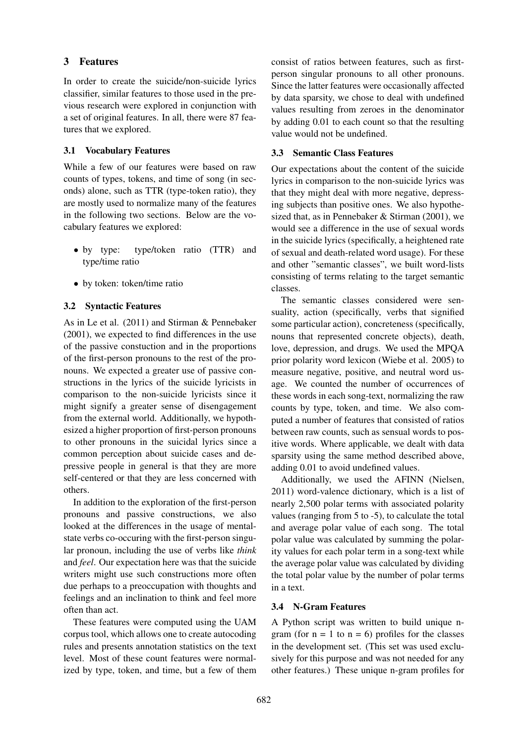## 3 Features

In order to create the suicide/non-suicide lyrics classifier, similar features to those used in the previous research were explored in conjunction with a set of original features. In all, there were 87 features that we explored.

### 3.1 Vocabulary Features

While a few of our features were based on raw counts of types, tokens, and time of song (in seconds) alone, such as TTR (type-token ratio), they are mostly used to normalize many of the features in the following two sections. Below are the vocabulary features we explored:

- by type: type/token ratio (TTR) and type/time ratio
- by token: token/time ratio

### 3.2 Syntactic Features

As in Le et al. (2011) and Stirman & Pennebaker (2001), we expected to find differences in the use of the passive constuction and in the proportions of the first-person pronouns to the rest of the pronouns. We expected a greater use of passive constructions in the lyrics of the suicide lyricists in comparison to the non-suicide lyricists since it might signify a greater sense of disengagement from the external world. Additionally, we hypothesized a higher proportion of first-person pronouns to other pronouns in the suicidal lyrics since a common perception about suicide cases and depressive people in general is that they are more self-centered or that they are less concerned with others.

In addition to the exploration of the first-person pronouns and passive constructions, we also looked at the differences in the usage of mental-state verbs co-occuring with the first-person singular pronoun, including the use of verbs like *think* and *feel*. Our expectation here was that the suicide writers might use such constructions more often due perhaps to a preoccupation with thoughts and feelings and an inclination to think and feel more often than act.

These features were computed using the UAM corpus tool, which allows one to create autocoding rules and presents annotation statistics on the text level. Most of these count features were normalized by type, token, and time, but a few of them consist of ratios between features, such as first-person singular pronouns to all other pronouns. Since the latter features were occasionally affected by data sparsity, we chose to deal with undefined values resulting from zeroes in the denominator by adding 0.01 to each count so that the resulting value would not be undefined.

### 3.3 Semantic Class Features

Our expectations about the content of the suicide lyrics in comparison to the non-suicide lyrics was that they might deal with more negative, depressing subjects than positive ones. We also hypothesized that, as in Pennebaker & Stirman (2001), we would see a difference in the use of sexual words in the suicide lyrics (specifically, a heightened rate of sexual and death-related word usage). For these and other "semantic classes", we built word-lists consisting of terms relating to the target semantic classes.

The semantic classes considered were sensuality, action (specifically, verbs that signified some particular action), concreteness (specifically, nouns that represented concrete objects), death, love, depression, and drugs. We used the MPQA prior polarity word lexicon (Wiebe et al. 2005) to measure negative, positive, and neutral word usage. We counted the number of occurrences of these words in each song-text, normalizing the raw counts by type, token, and time. We also computed a number of features that consisted of ratios between raw counts, such as sensual words to positive words. Where applicable, we dealt with data sparsity using the same method described above, adding 0.01 to avoid undefined values.

Additionally, we used the AFINN (Nielsen, 2011) word-valence dictionary, which is a list of nearly 2,500 polar terms with associated polarity values (ranging from 5 to -5), to calculate the total and average polar value of each song. The total polar value was calculated by summing the polarity values for each polar term in a song-text while the average polar value was calculated by dividing the total polar value by the number of polar terms in a text.

### 3.4 N-Gram Features

A Python script was written to build unique n-gram (for n = 1 to n = 6) profiles for the classes in the development set. (This set was used exclusively for this purpose and was not needed for any other features.) These unique n-gram profiles for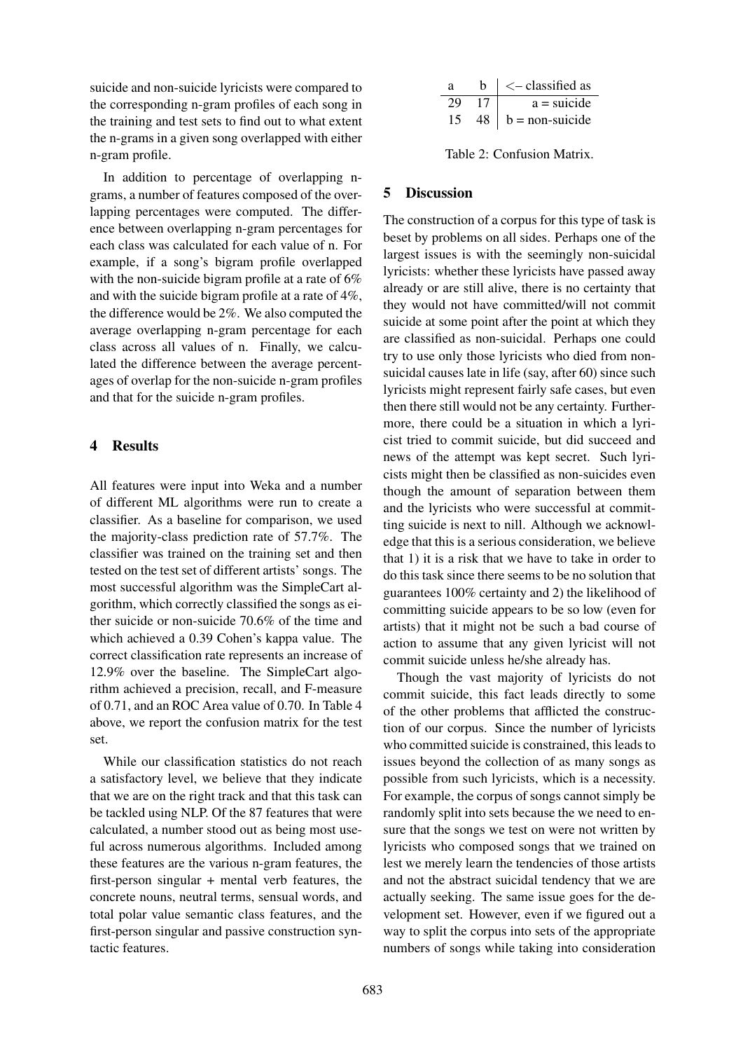suicide and non-suicide lyricists were compared to the corresponding n-gram profiles of each song in the training and test sets to find out to what extent the n-grams in a given song overlapped with either n-gram profile.

In addition to percentage of overlapping n-grams, a number of features composed of the overlapping percentages were computed. The difference between overlapping n-gram percentages for each class was calculated for each value of n. For example, if a song's bigram profile overlapped with the non-suicide bigram profile at a rate of 6% and with the suicide bigram profile at a rate of 4%, the difference would be 2%. We also computed the average overlapping n-gram percentage for each class across all values of n. Finally, we calculated the difference between the average percentages of overlap for the non-suicide n-gram profiles and that for the suicide n-gram profiles.

## 4 Results

All features were input into Weka and a number of different ML algorithms were run to create a classifier. As a baseline for comparison, we used the majority-class prediction rate of 57.7%. The classifier was trained on the training set and then tested on the test set of different artists' songs. The most successful algorithm was the SimpleCart algorithm, which correctly classified the songs as either suicide or non-suicide 70.6% of the time and which achieved a 0.39 Cohen's kappa value. The correct classification rate represents an increase of 12.9% over the baseline. The SimpleCart algorithm achieved a precision, recall, and F-measure of 0.71, and an ROC Area value of 0.70. In Table 4 above, we report the confusion matrix for the test set.

| a | b | <– classified as |
|---|---|---|
| 29 | 17 | a = suicide |
| 15 | 48 | b = non-suicide |

Table 2: Confusion Matrix.

While our classification statistics do not reach a satisfactory level, we believe that they indicate that we are on the right track and that this task can be tackled using NLP. Of the 87 features that were calculated, a number stood out as being most useful across numerous algorithms. Included among these features are the various n-gram features, the first-person singular + mental verb features, the concrete nouns, neutral terms, sensual words, and total polar value semantic class features, and the first-person singular and passive construction syntactic features.

## 5 Discussion

The construction of a corpus for this type of task is beset by problems on all sides. Perhaps one of the largest issues is with the seemingly non-suicidal lyricists: whether these lyricists have passed away already or are still alive, there is no certainty that they would not have committed/will not commit suicide at some point after the point at which they are classified as non-suicidal. Perhaps one could try to use only those lyricists who died from non-suicidal causes late in life (say, after 60) since such lyricists might represent fairly safe cases, but even then there still would not be any certainty. Furthermore, there could be a situation in which a lyricist tried to commit suicide, but did succeed and news of the attempt was kept secret. Such lyricists might then be classified as non-suicides even though the amount of separation between them and the lyricists who were successful at committing suicide is next to nill. Although we acknowledge that this is a serious consideration, we believe that 1) it is a risk that we have to take in order to do this task since there seems to be no solution that guarantees 100% certainty and 2) the likelihood of committing suicide appears to be so low (even for artists) that it might not be such a bad course of action to assume that any given lyricist will not commit suicide unless he/she already has.

Though the vast majority of lyricists do not commit suicide, this fact leads directly to some of the other problems that afflicted the construction of our corpus. Since the number of lyricists who committed suicide is constrained, this leads to issues beyond the collection of as many songs as possible from such lyricists, which is a necessity. For example, the corpus of songs cannot simply be randomly split into sets because the we need to ensure that the songs we test on were not written by lyricists who composed songs that we trained on lest we merely learn the tendencies of those artists and not the abstract suicidal tendency that we are actually seeking. The same issue goes for the development set. However, even if we figured out a way to split the corpus into sets of the appropriate numbers of songs while taking into consideration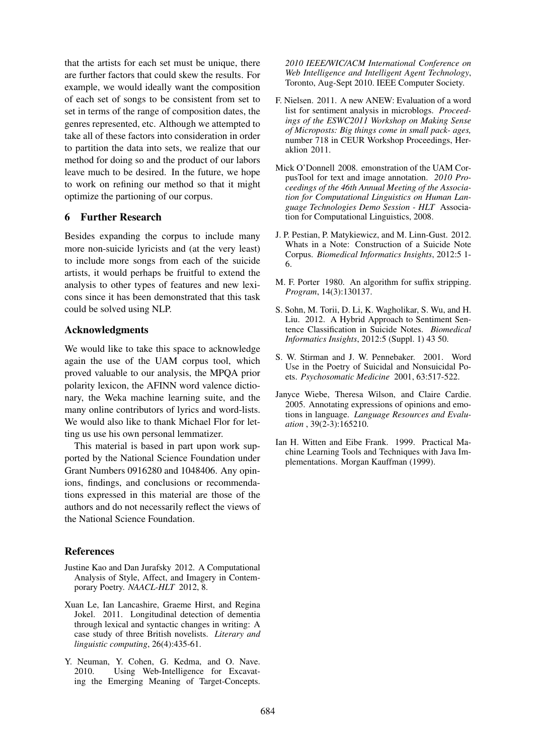that the artists for each set must be unique, there are further factors that could skew the results. For example, we would ideally want the composition of each set of songs to be consistent from set to set in terms of the range of composition dates, the genres represented, etc. Although we attempted to take all of these factors into consideration in order to partition the data into sets, we realize that our method for doing so and the product of our labors leave much to be desired. In the future, we hope to work on refining our method so that it might optimize the partioning of our corpus.

## 6 Further Research

Besides expanding the corpus to include many more non-suicide lyricists and (at the very least) to include more songs from each of the suicide artists, it would perhaps be fruitful to extend the analysis to other types of features and new lexicons since it has been demonstrated that this task could be solved using NLP.

## Acknowledgments

We would like to take this space to acknowledge again the use of the UAM corpus tool, which proved valuable to our analysis, the MPQA prior polarity lexicon, the AFINN word valence dictionary, the Weka machine learning suite, and the many online contributors of lyrics and word-lists. We would also like to thank Michael Flor for letting us use his own personal lemmatizer.

This material is based in part upon work supported by the National Science Foundation under Grant Numbers 0916280 and 1048406. Any opinions, findings, and conclusions or recommendations expressed in this material are those of the authors and do not necessarily reflect the views of the National Science Foundation.

## References

Justine Kao and Dan Jurafsky 2012. A Computational Analysis of Style, Affect, and Imagery in Contemporary Poetry. *NAACL-HLT* 2012, 8.

Xuan Le, Ian Lancashire, Graeme Hirst, and Regina Jokel. 2011. Longitudinal detection of dementia through lexical and syntactic changes in writing: A case study of three British novelists. *Literary and linguistic computing*, 26(4):435-61.

Y. Neuman, Y. Cohen, G. Kedma, and O. Nave. 2010. Using Web-Intelligence for Excavating the Emerging Meaning of Target-Concepts. *2010 IEEE/WIC/ACM International Conference on Web Intelligence and Intelligent Agent Technology*, Toronto, Aug-Sept 2010. IEEE Computer Society.

F. Nielsen. 2011. A new ANEW: Evaluation of a word list for sentiment analysis in microblogs. *Proceedings of the ESWC2011 Workshop on Making Sense of Microposts: Big things come in small pack- ages,* number 718 in CEUR Workshop Proceedings, Heraklion 2011.

Mick O'Donnell 2008. emonstration of the UAM CorpusTool for text and image annotation. *2010 Proceedings of the 46th Annual Meeting of the Association for Computational Linguistics on Human Language Technologies Demo Session - HLT* Association for Computational Linguistics, 2008.

J. P. Pestian, P. Matykiewicz, and M. Linn-Gust. 2012. Whats in a Note: Construction of a Suicide Note Corpus. *Biomedical Informatics Insights*, 2012:5 1-6.

M. F. Porter 1980. An algorithm for suffix stripping. *Program*, 14(3):130137.

S. Sohn, M. Torii, D. Li, K. Wagholikar, S. Wu, and H. Liu. 2012. A Hybrid Approach to Sentiment Sentence Classification in Suicide Notes. *Biomedical Informatics Insights*, 2012:5 (Suppl. 1) 43 50.

S. W. Stirman and J. W. Pennebaker. 2001. Word Use in the Poetry of Suicidal and Nonsuicidal Poets. *Psychosomatic Medicine* 2001, 63:517-522.

Janyce Wiebe, Theresa Wilson, and Claire Cardie. 2005. Annotating expressions of opinions and emotions in language. *Language Resources and Evaluation* , 39(2-3):165210.

Ian H. Witten and Eibe Frank. 1999. Practical Machine Learning Tools and Techniques with Java Implementations. Morgan Kauffman (1999).